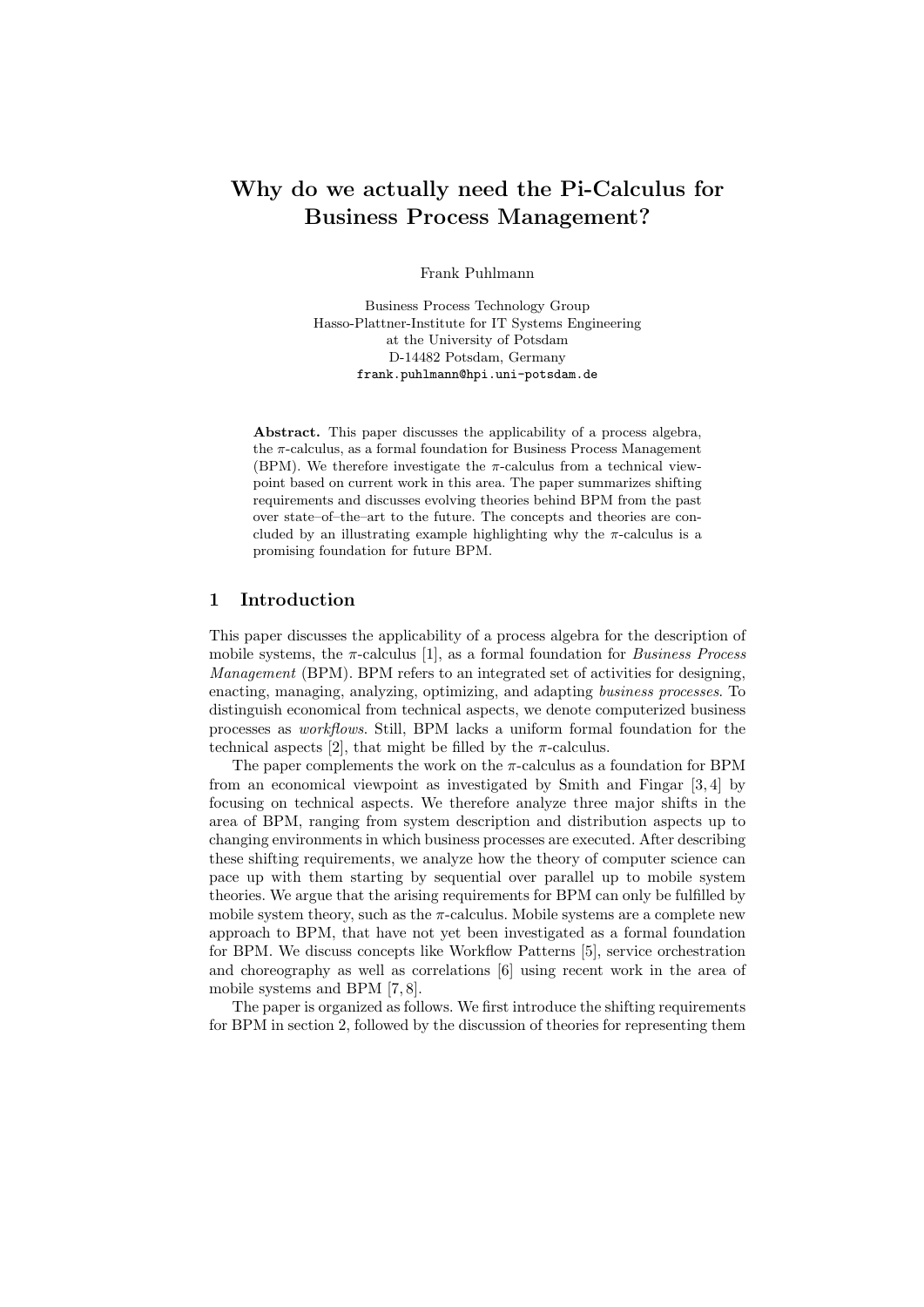# Why do we actually need the Pi-Calculus for Business Process Management?

Frank Puhlmann

Business Process Technology Group
Hasso-Plattner-Institute for IT Systems Engineering
at the University of Potsdam
D-14482 Potsdam, Germany
`frank.puhlmann@hpi.uni-potsdam.de`

**Abstract.** This paper discusses the applicability of a process algebra, the $\pi$-calculus, as a formal foundation for Business Process Management (BPM). We therefore investigate the $\pi$-calculus from a technical viewpoint based on current work in this area. The paper summarizes shifting requirements and discusses evolving theories behind BPM from the past over state–of–the–art to the future. The concepts and theories are concluded by an illustrating example highlighting why the $\pi$-calculus is a promising foundation for future BPM.

## 1 Introduction

This paper discusses the applicability of a process algebra for the description of mobile systems, the $\pi$-calculus [1], as a formal foundation for *Business Process Management* (BPM). BPM refers to an integrated set of activities for designing, enacting, managing, analyzing, optimizing, and adapting *business processes*. To distinguish economical from technical aspects, we denote computerized business processes as *workflows*. Still, BPM lacks a uniform formal foundation for the technical aspects [2], that might be filled by the $\pi$-calculus.

The paper complements the work on the $\pi$-calculus as a foundation for BPM from an economical viewpoint as investigated by Smith and Fingar [3, 4] by focusing on technical aspects. We therefore analyze three major shifts in the area of BPM, ranging from system description and distribution aspects up to changing environments in which business processes are executed. After describing these shifting requirements, we analyze how the theory of computer science can pace up with them starting by sequential over parallel up to mobile system theories. We argue that the arising requirements for BPM can only be fulfilled by mobile system theory, such as the $\pi$-calculus. Mobile systems are a complete new approach to BPM, that have not yet been investigated as a formal foundation for BPM. We discuss concepts like Workflow Patterns [5], service orchestration and choreography as well as correlations [6] using recent work in the area of mobile systems and BPM [7, 8].

The paper is organized as follows. We first introduce the shifting requirements for BPM in section 2, followed by the discussion of theories for representing them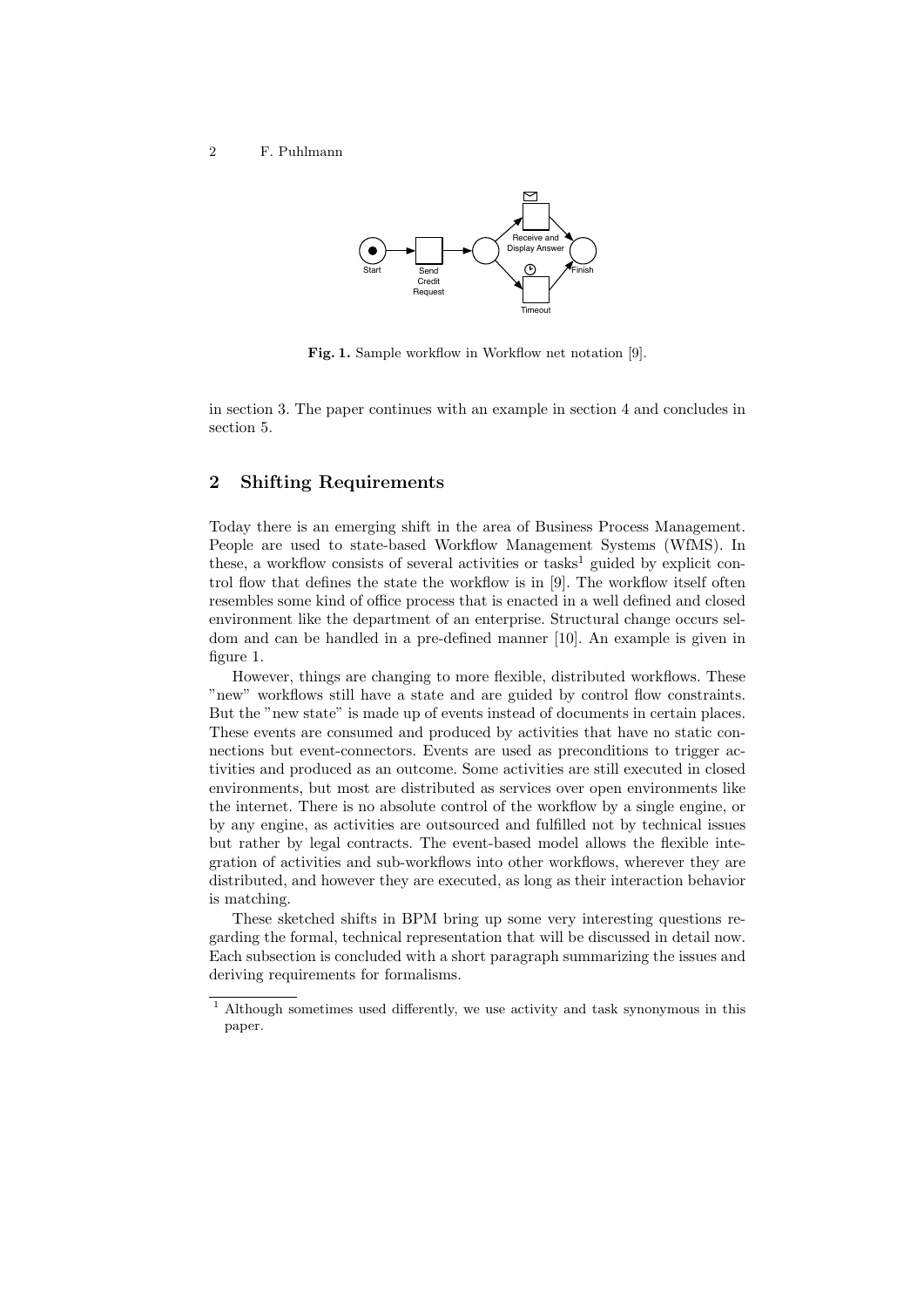Fig. 1. Sample workflow in Workflow net notation [9].

in section 3. The paper continues with an example in section 4 and concludes in section 5.

## 2 Shifting Requirements

Today there is an emerging shift in the area of Business Process Management. People are used to state-based Workflow Management Systems (WfMS). In these, a workflow consists of several activities or tasks[1] guided by explicit control flow that defines the state the workflow is in [9]. The workflow itself often resembles some kind of office process that is enacted in a well defined and closed environment like the department of an enterprise. Structural change occurs seldom and can be handled in a pre-defined manner [10]. An example is given in figure 1.

However, things are changing to more flexible, distributed workflows. These "new" workflows still have a state and are guided by control flow constraints. But the "new state" is made up of events instead of documents in certain places. These events are consumed and produced by activities that have no static connections but event-connectors. Events are used as preconditions to trigger activities and produced as an outcome. Some activities are still executed in closed environments, but most are distributed as services over open environments like the internet. There is no absolute control of the workflow by a single engine, or by any engine, as activities are outsourced and fulfilled not by technical issues but rather by legal contracts. The event-based model allows the flexible integration of activities and sub-workflows into other workflows, wherever they are distributed, and however they are executed, as long as their interaction behavior is matching.

These sketched shifts in BPM bring up some very interesting questions regarding the formal, technical representation that will be discussed in detail now. Each subsection is concluded with a short paragraph summarizing the issues and deriving requirements for formalisms.

[1] Although sometimes used differently, we use activity and task synonymous in this paper.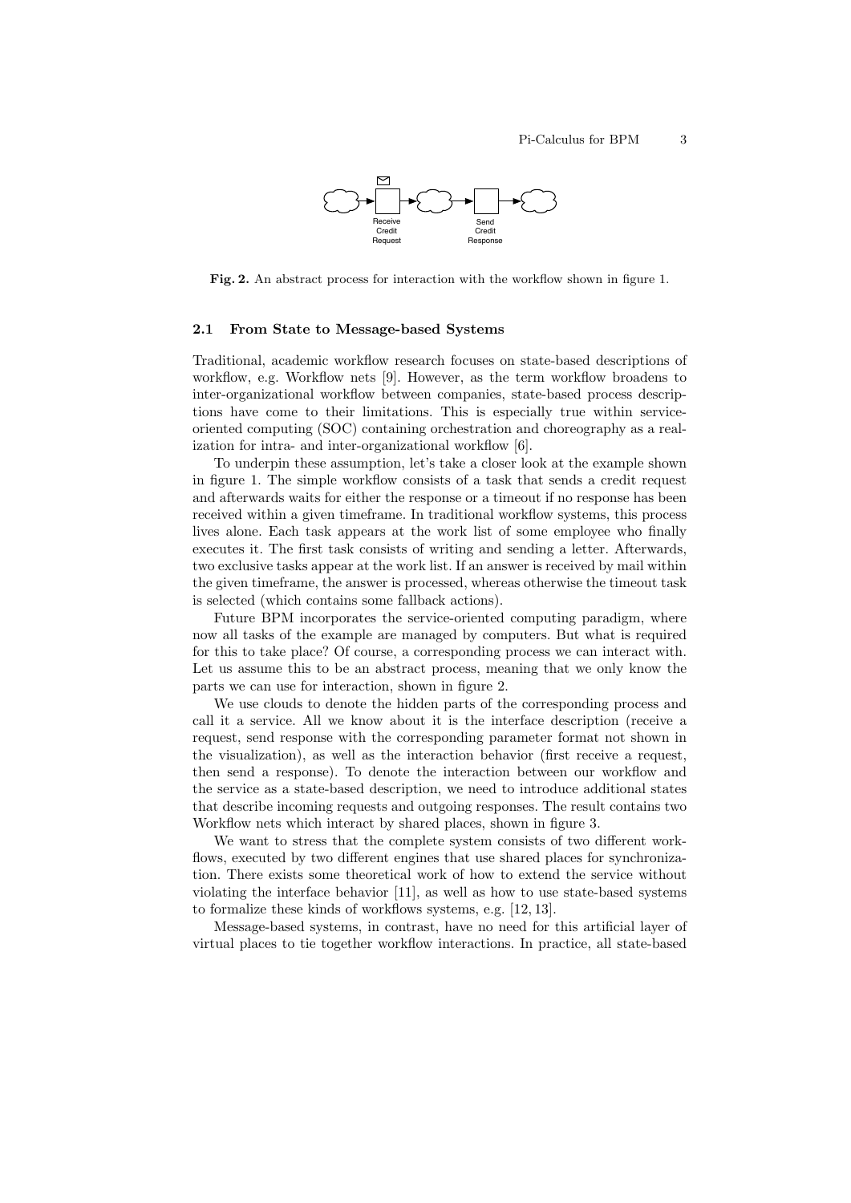Fig. 2. An abstract process for interaction with the workflow shown in figure 1.

### 2.1 From State to Message-based Systems

Traditional, academic workflow research focuses on state-based descriptions of workflow, e.g. Workflow nets [9]. However, as the term workflow broadens to inter-organizational workflow between companies, state-based process descriptions have come to their limitations. This is especially true within service-oriented computing (SOC) containing orchestration and choreography as a realization for intra- and inter-organizational workflow [6].

To underpin these assumption, let's take a closer look at the example shown in figure 1. The simple workflow consists of a task that sends a credit request and afterwards waits for either the response or a timeout if no response has been received within a given timeframe. In traditional workflow systems, this process lives alone. Each task appears at the work list of some employee who finally executes it. The first task consists of writing and sending a letter. Afterwards, two exclusive tasks appear at the work list. If an answer is received by mail within the given timeframe, the answer is processed, whereas otherwise the timeout task is selected (which contains some fallback actions).

Future BPM incorporates the service-oriented computing paradigm, where now all tasks of the example are managed by computers. But what is required for this to take place? Of course, a corresponding process we can interact with. Let us assume this to be an abstract process, meaning that we only know the parts we can use for interaction, shown in figure 2.

We use clouds to denote the hidden parts of the corresponding process and call it a service. All we know about it is the interface description (receive a request, send response with the corresponding parameter format not shown in the visualization), as well as the interaction behavior (first receive a request, then send a response). To denote the interaction between our workflow and the service as a state-based description, we need to introduce additional states that describe incoming requests and outgoing responses. The result contains two Workflow nets which interact by shared places, shown in figure 3.

We want to stress that the complete system consists of two different workflows, executed by two different engines that use shared places for synchronization. There exists some theoretical work of how to extend the service without violating the interface behavior [11], as well as how to use state-based systems to formalize these kinds of workflows systems, e.g. [12, 13].

Message-based systems, in contrast, have no need for this artificial layer of virtual places to tie together workflow interactions. In practice, all state-based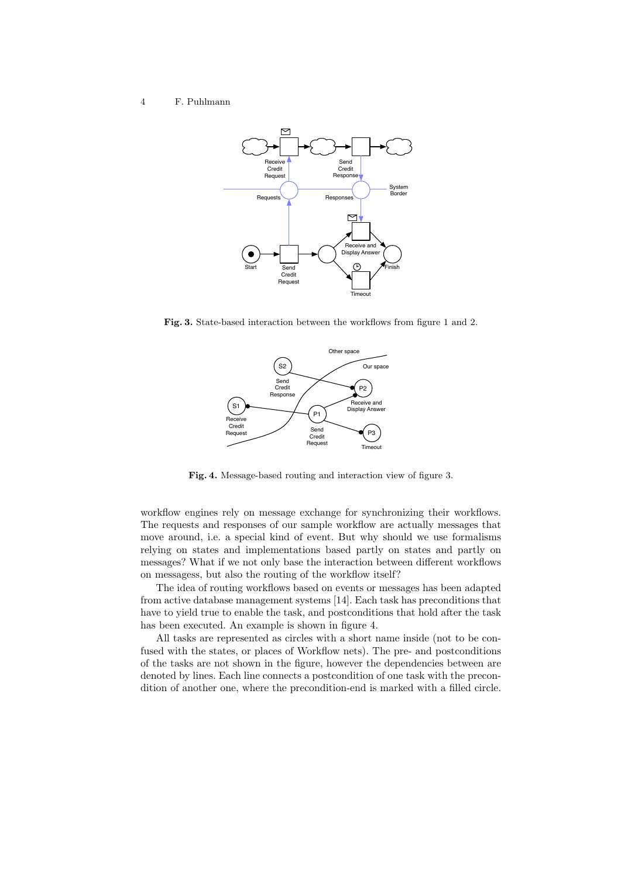Fig. 3. State-based interaction between the workflows from figure 1 and 2.

Fig. 4. Message-based routing and interaction view of figure 3.

workflow engines rely on message exchange for synchronizing their workflows. The requests and responses of our sample workflow are actually messages that move around, i.e. a special kind of event. But why should we use formalisms relying on states and implementations based partly on states and partly on messages? What if we not only base the interaction between different workflows on messagess, but also the routing of the workflow itself?

The idea of routing workflows based on events or messages has been adapted from active database management systems [14]. Each task has preconditions that have to yield true to enable the task, and postconditions that hold after the task has been executed. An example is shown in figure 4.

All tasks are represented as circles with a short name inside (not to be confused with the states, or places of Workflow nets). The pre- and postconditions of the tasks are not shown in the figure, however the dependencies between are denoted by lines. Each line connects a postcondition of one task with the precondition of another one, where the precondition-end is marked with a filled circle.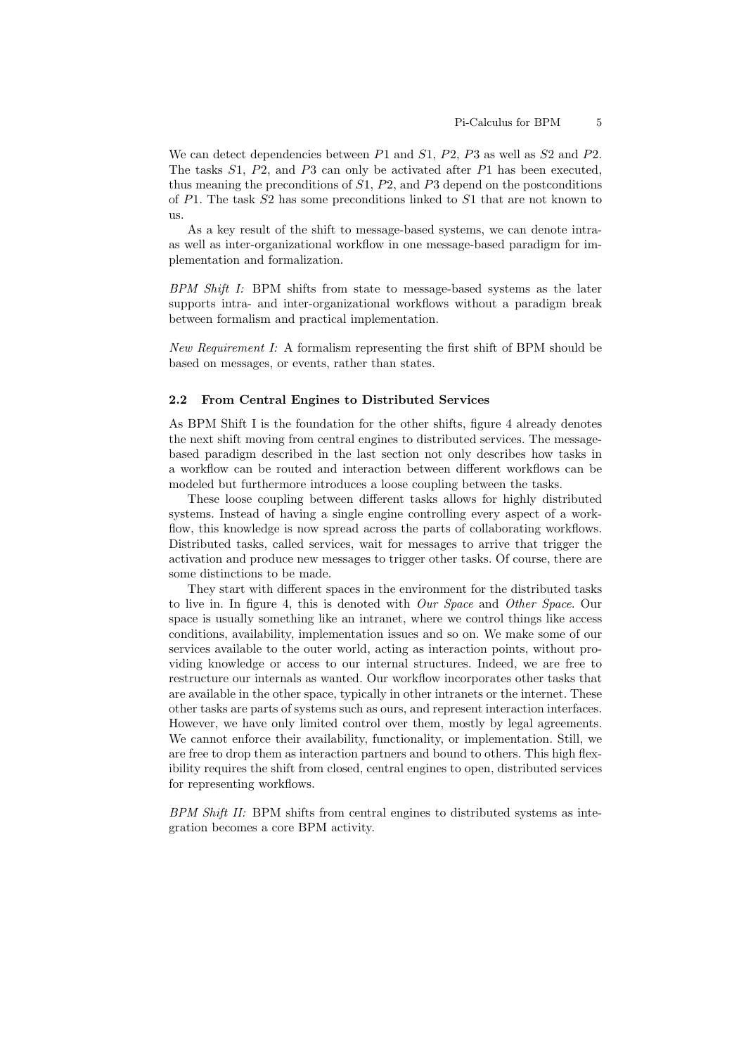We can detect dependencies between $P1$ and $S1$, $P2$, $P3$ as well as $S2$ and $P2$. The tasks $S1$, $P2$, and $P3$ can only be activated after $P1$ has been executed, thus meaning the preconditions of $S1$, $P2$, and $P3$ depend on the postconditions of $P1$. The task $S2$ has some preconditions linked to $S1$ that are not known to us.

As a key result of the shift to message-based systems, we can denote intra- as well as inter-organizational workflow in one message-based paradigm for implementation and formalization.

*BPM Shift I:* BPM shifts from state to message-based systems as the later supports intra- and inter-organizational workflows without a paradigm break between formalism and practical implementation.

*New Requirement I:* A formalism representing the first shift of BPM should be based on messages, or events, rather than states.

### 2.2 From Central Engines to Distributed Services

As BPM Shift I is the foundation for the other shifts, figure 4 already denotes the next shift moving from central engines to distributed services. The message-based paradigm described in the last section not only describes how tasks in a workflow can be routed and interaction between different workflows can be modeled but furthermore introduces a loose coupling between the tasks.

These loose coupling between different tasks allows for highly distributed systems. Instead of having a single engine controlling every aspect of a workflow, this knowledge is now spread across the parts of collaborating workflows. Distributed tasks, called services, wait for messages to arrive that trigger the activation and produce new messages to trigger other tasks. Of course, there are some distinctions to be made.

They start with different spaces in the environment for the distributed tasks to live in. In figure 4, this is denoted with *Our Space* and *Other Space*. Our space is usually something like an intranet, where we control things like access conditions, availability, implementation issues and so on. We make some of our services available to the outer world, acting as interaction points, without providing knowledge or access to our internal structures. Indeed, we are free to restructure our internals as wanted. Our workflow incorporates other tasks that are available in the other space, typically in other intranets or the internet. These other tasks are parts of systems such as ours, and represent interaction interfaces. However, we have only limited control over them, mostly by legal agreements. We cannot enforce their availability, functionality, or implementation. Still, we are free to drop them as interaction partners and bound to others. This high flexibility requires the shift from closed, central engines to open, distributed services for representing workflows.

*BPM Shift II:* BPM shifts from central engines to distributed systems as integration becomes a core BPM activity.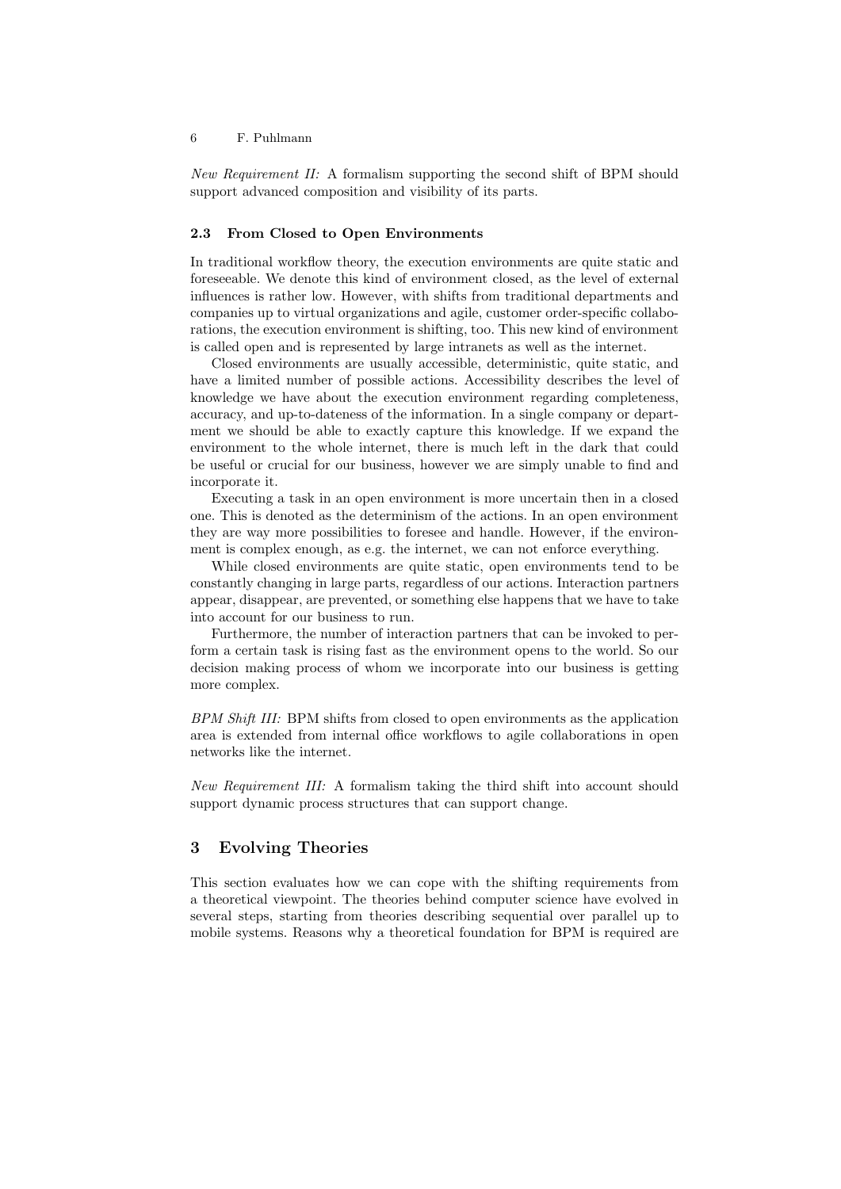*New Requirement II:* A formalism supporting the second shift of BPM should support advanced composition and visibility of its parts.

### 2.3 From Closed to Open Environments

In traditional workflow theory, the execution environments are quite static and foreseeable. We denote this kind of environment closed, as the level of external influences is rather low. However, with shifts from traditional departments and companies up to virtual organizations and agile, customer order-specific collaborations, the execution environment is shifting, too. This new kind of environment is called open and is represented by large intranets as well as the internet.

Closed environments are usually accessible, deterministic, quite static, and have a limited number of possible actions. Accessibility describes the level of knowledge we have about the execution environment regarding completeness, accuracy, and up-to-dateness of the information. In a single company or department we should be able to exactly capture this knowledge. If we expand the environment to the whole internet, there is much left in the dark that could be useful or crucial for our business, however we are simply unable to find and incorporate it.

Executing a task in an open environment is more uncertain then in a closed one. This is denoted as the determinism of the actions. In an open environment they are way more possibilities to foresee and handle. However, if the environment is complex enough, as e.g. the internet, we can not enforce everything.

While closed environments are quite static, open environments tend to be constantly changing in large parts, regardless of our actions. Interaction partners appear, disappear, are prevented, or something else happens that we have to take into account for our business to run.

Furthermore, the number of interaction partners that can be invoked to perform a certain task is rising fast as the environment opens to the world. So our decision making process of whom we incorporate into our business is getting more complex.

*BPM Shift III:* BPM shifts from closed to open environments as the application area is extended from internal office workflows to agile collaborations in open networks like the internet.

*New Requirement III:* A formalism taking the third shift into account should support dynamic process structures that can support change.

## 3 Evolving Theories

This section evaluates how we can cope with the shifting requirements from a theoretical viewpoint. The theories behind computer science have evolved in several steps, starting from theories describing sequential over parallel up to mobile systems. Reasons why a theoretical foundation for BPM is required are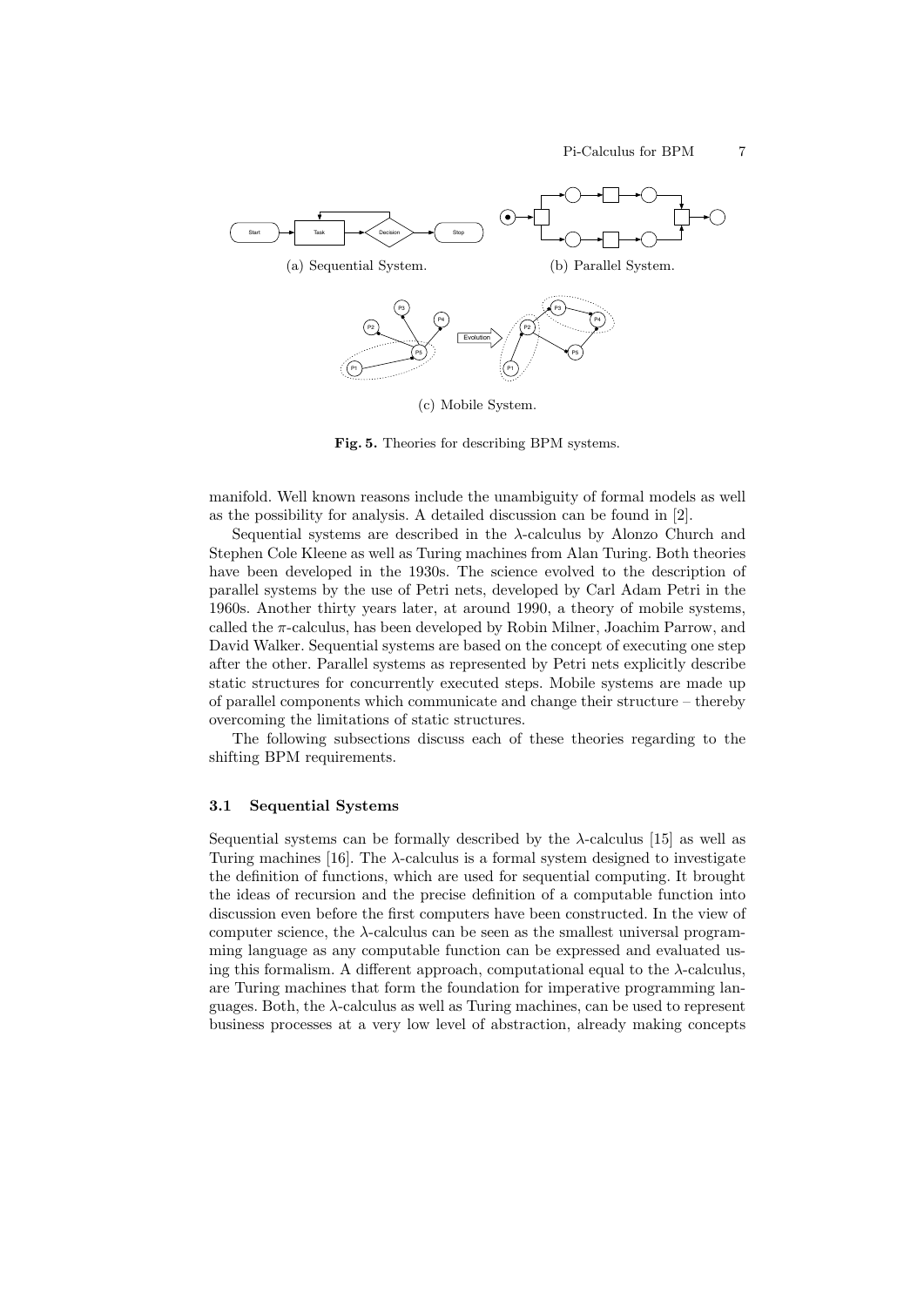(a) Sequential System.

(b) Parallel System.

(c) Mobile System.

**Fig. 5.** Theories for describing BPM systems.

manifold. Well known reasons include the unambiguity of formal models as well as the possibility for analysis. A detailed discussion can be found in [2].

Sequential systems are described in the $\lambda$-calculus by Alonzo Church and Stephen Cole Kleene as well as Turing machines from Alan Turing. Both theories have been developed in the 1930s. The science evolved to the description of parallel systems by the use of Petri nets, developed by Carl Adam Petri in the 1960s. Another thirty years later, at around 1990, a theory of mobile systems, called the $\pi$-calculus, has been developed by Robin Milner, Joachim Parrow, and David Walker. Sequential systems are based on the concept of executing one step after the other. Parallel systems as represented by Petri nets explicitly describe static structures for concurrently executed steps. Mobile systems are made up of parallel components which communicate and change their structure – thereby overcoming the limitations of static structures.

The following subsections discuss each of these theories regarding to the shifting BPM requirements.

### 3.1 Sequential Systems

Sequential systems can be formally described by the $\lambda$-calculus [15] as well as Turing machines [16]. The $\lambda$-calculus is a formal system designed to investigate the definition of functions, which are used for sequential computing. It brought the ideas of recursion and the precise definition of a computable function into discussion even before the first computers have been constructed. In the view of computer science, the $\lambda$-calculus can be seen as the smallest universal programming language as any computable function can be expressed and evaluated using this formalism. A different approach, computational equal to the $\lambda$-calculus, are Turing machines that form the foundation for imperative programming languages. Both, the $\lambda$-calculus as well as Turing machines, can be used to represent business processes at a very low level of abstraction, already making concepts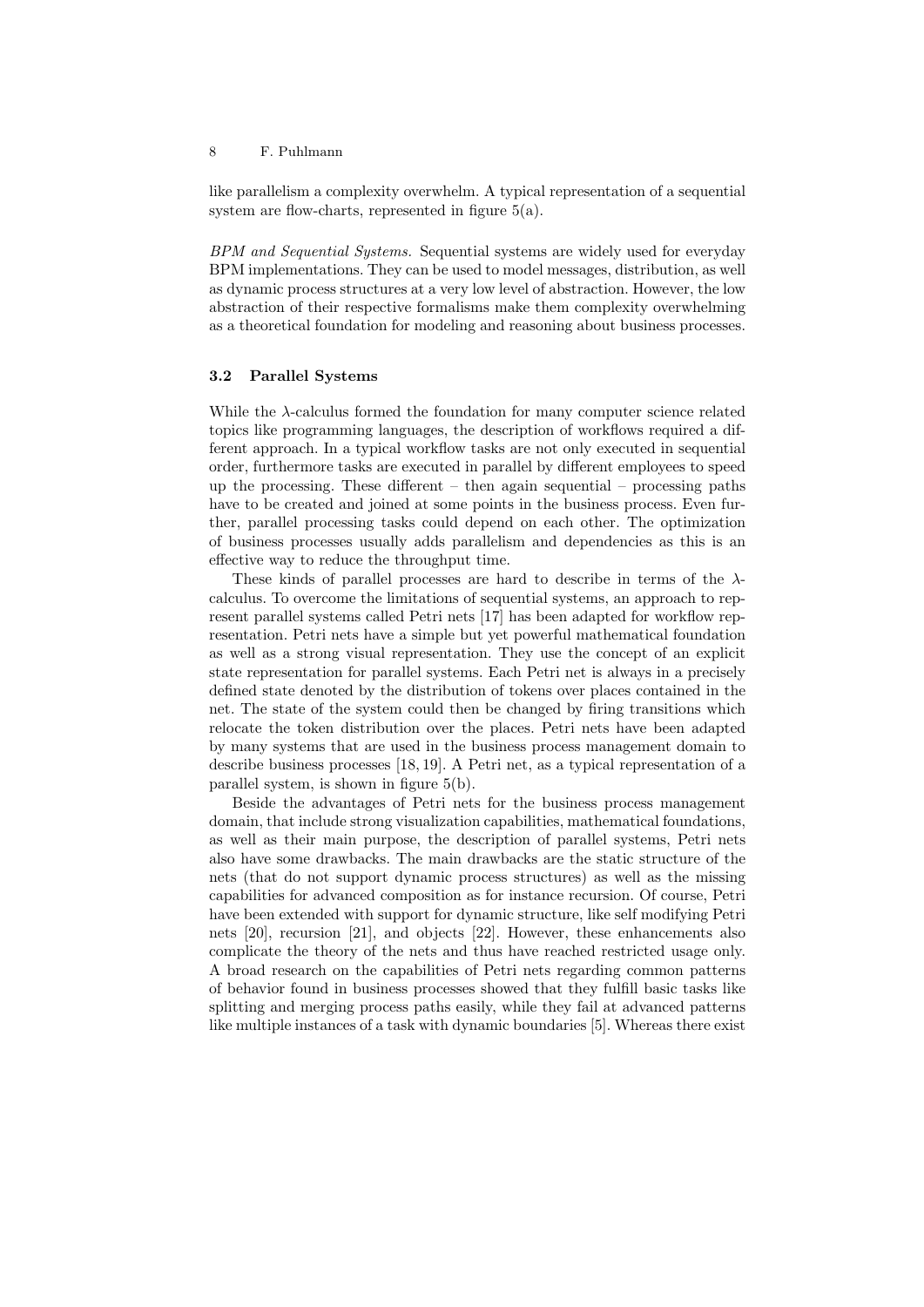like parallelism a complexity overwhelm. A typical representation of a sequential system are flow-charts, represented in figure 5(a).

*BPM and Sequential Systems.* Sequential systems are widely used for everyday BPM implementations. They can be used to model messages, distribution, as well as dynamic process structures at a very low level of abstraction. However, the low abstraction of their respective formalisms make them complexity overwhelming as a theoretical foundation for modeling and reasoning about business processes.

### 3.2 Parallel Systems

While the $\lambda$-calculus formed the foundation for many computer science related topics like programming languages, the description of workflows required a different approach. In a typical workflow tasks are not only executed in sequential order, furthermore tasks are executed in parallel by different employees to speed up the processing. These different – then again sequential – processing paths have to be created and joined at some points in the business process. Even further, parallel processing tasks could depend on each other. The optimization of business processes usually adds parallelism and dependencies as this is an effective way to reduce the throughput time.

These kinds of parallel processes are hard to describe in terms of the $\lambda$-calculus. To overcome the limitations of sequential systems, an approach to represent parallel systems called Petri nets [17] has been adapted for workflow representation. Petri nets have a simple but yet powerful mathematical foundation as well as a strong visual representation. They use the concept of an explicit state representation for parallel systems. Each Petri net is always in a precisely defined state denoted by the distribution of tokens over places contained in the net. The state of the system could then be changed by firing transitions which relocate the token distribution over the places. Petri nets have been adapted by many systems that are used in the business process management domain to describe business processes [18, 19]. A Petri net, as a typical representation of a parallel system, is shown in figure 5(b).

Beside the advantages of Petri nets for the business process management domain, that include strong visualization capabilities, mathematical foundations, as well as their main purpose, the description of parallel systems, Petri nets also have some drawbacks. The main drawbacks are the static structure of the nets (that do not support dynamic process structures) as well as the missing capabilities for advanced composition as for instance recursion. Of course, Petri have been extended with support for dynamic structure, like self modifying Petri nets [20], recursion [21], and objects [22]. However, these enhancements also complicate the theory of the nets and thus have reached restricted usage only. A broad research on the capabilities of Petri nets regarding common patterns of behavior found in business processes showed that they fulfill basic tasks like splitting and merging process paths easily, while they fail at advanced patterns like multiple instances of a task with dynamic boundaries [5]. Whereas there exist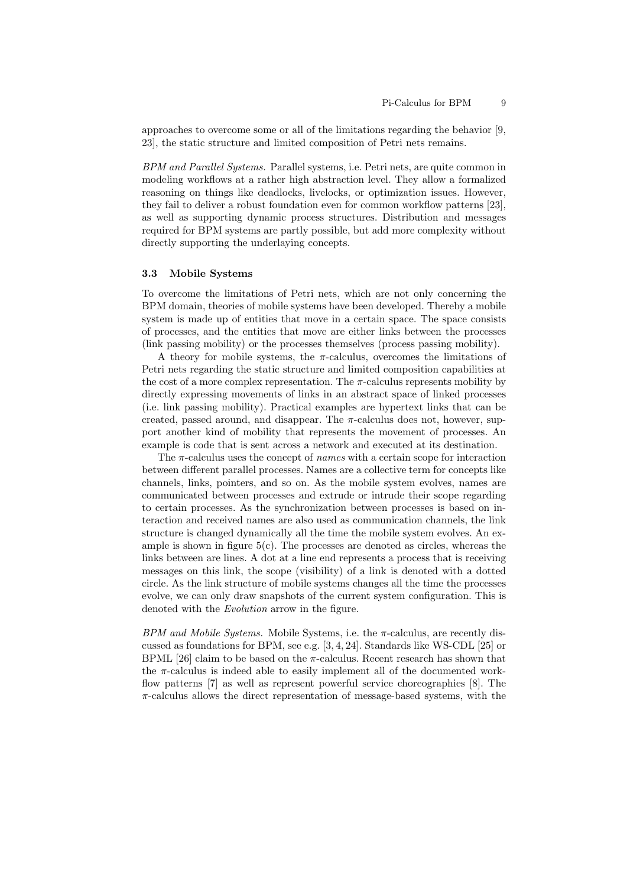approaches to overcome some or all of the limitations regarding the behavior [9, 23], the static structure and limited composition of Petri nets remains.

*BPM and Parallel Systems.* Parallel systems, i.e. Petri nets, are quite common in modeling workflows at a rather high abstraction level. They allow a formalized reasoning on things like deadlocks, livelocks, or optimization issues. However, they fail to deliver a robust foundation even for common workflow patterns [23], as well as supporting dynamic process structures. Distribution and messages required for BPM systems are partly possible, but add more complexity without directly supporting the underlaying concepts.

### 3.3 Mobile Systems

To overcome the limitations of Petri nets, which are not only concerning the BPM domain, theories of mobile systems have been developed. Thereby a mobile system is made up of entities that move in a certain space. The space consists of processes, and the entities that move are either links between the processes (link passing mobility) or the processes themselves (process passing mobility).

A theory for mobile systems, the $\pi$-calculus, overcomes the limitations of Petri nets regarding the static structure and limited composition capabilities at the cost of a more complex representation. The $\pi$-calculus represents mobility by directly expressing movements of links in an abstract space of linked processes (i.e. link passing mobility). Practical examples are hypertext links that can be created, passed around, and disappear. The $\pi$-calculus does not, however, support another kind of mobility that represents the movement of processes. An example is code that is sent across a network and executed at its destination.

The $\pi$-calculus uses the concept of *names* with a certain scope for interaction between different parallel processes. Names are a collective term for concepts like channels, links, pointers, and so on. As the mobile system evolves, names are communicated between processes and extrude or intrude their scope regarding to certain processes. As the synchronization between processes is based on interaction and received names are also used as communication channels, the link structure is changed dynamically all the time the mobile system evolves. An example is shown in figure 5(c). The processes are denoted as circles, whereas the links between are lines. A dot at a line end represents a process that is receiving messages on this link, the scope (visibility) of a link is denoted with a dotted circle. As the link structure of mobile systems changes all the time the processes evolve, we can only draw snapshots of the current system configuration. This is denoted with the *Evolution* arrow in the figure.

*BPM and Mobile Systems.* Mobile Systems, i.e. the $\pi$-calculus, are recently discussed as foundations for BPM, see e.g. [3, 4, 24]. Standards like WS-CDL [25] or BPML [26] claim to be based on the $\pi$-calculus. Recent research has shown that the $\pi$-calculus is indeed able to easily implement all of the documented workflow patterns [7] as well as represent powerful service choreographies [8]. The $\pi$-calculus allows the direct representation of message-based systems, with the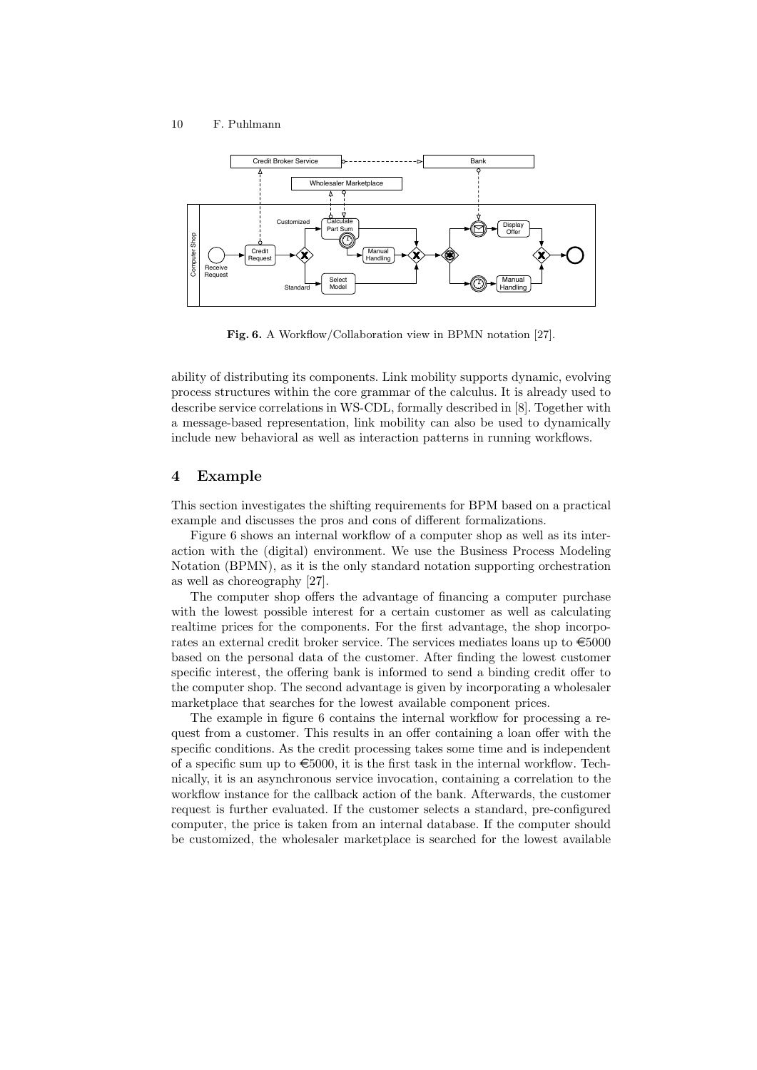**Fig. 6.** A Workflow/Collaboration view in BPMN notation [27].

ability of distributing its components. Link mobility supports dynamic, evolving process structures within the core grammar of the calculus. It is already used to describe service correlations in WS-CDL, formally described in [8]. Together with a message-based representation, link mobility can also be used to dynamically include new behavioral as well as interaction patterns in running workflows.

## 4 Example

This section investigates the shifting requirements for BPM based on a practical example and discusses the pros and cons of different formalizations.

Figure 6 shows an internal workflow of a computer shop as well as its interaction with the (digital) environment. We use the Business Process Modeling Notation (BPMN), as it is the only standard notation supporting orchestration as well as choreography [27].

The computer shop offers the advantage of financing a computer purchase with the lowest possible interest for a certain customer as well as calculating realtime prices for the components. For the first advantage, the shop incorporates an external credit broker service. The services mediates loans up to €5000 based on the personal data of the customer. After finding the lowest customer specific interest, the offering bank is informed to send a binding credit offer to the computer shop. The second advantage is given by incorporating a wholesaler marketplace that searches for the lowest available component prices.

The example in figure 6 contains the internal workflow for processing a request from a customer. This results in an offer containing a loan offer with the specific conditions. As the credit processing takes some time and is independent of a specific sum up to €5000, it is the first task in the internal workflow. Technically, it is an asynchronous service invocation, containing a correlation to the workflow instance for the callback action of the bank. Afterwards, the customer request is further evaluated. If the customer selects a standard, pre-configured computer, the price is taken from an internal database. If the computer should be customized, the wholesaler marketplace is searched for the lowest available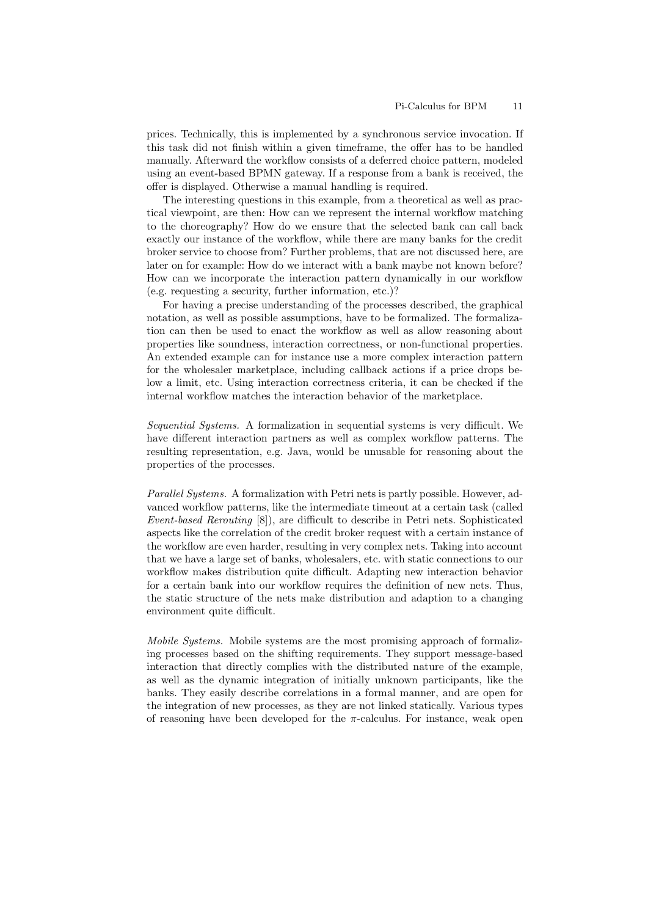prices. Technically, this is implemented by a synchronous service invocation. If this task did not finish within a given timeframe, the offer has to be handled manually. Afterward the workflow consists of a deferred choice pattern, modeled using an event-based BPMN gateway. If a response from a bank is received, the offer is displayed. Otherwise a manual handling is required.

The interesting questions in this example, from a theoretical as well as practical viewpoint, are then: How can we represent the internal workflow matching to the choreography? How do we ensure that the selected bank can call back exactly our instance of the workflow, while there are many banks for the credit broker service to choose from? Further problems, that are not discussed here, are later on for example: How do we interact with a bank maybe not known before? How can we incorporate the interaction pattern dynamically in our workflow (e.g. requesting a security, further information, etc.)?

For having a precise understanding of the processes described, the graphical notation, as well as possible assumptions, have to be formalized. The formalization can then be used to enact the workflow as well as allow reasoning about properties like soundness, interaction correctness, or non-functional properties. An extended example can for instance use a more complex interaction pattern for the wholesaler marketplace, including callback actions if a price drops below a limit, etc. Using interaction correctness criteria, it can be checked if the internal workflow matches the interaction behavior of the marketplace.

*Sequential Systems.* A formalization in sequential systems is very difficult. We have different interaction partners as well as complex workflow patterns. The resulting representation, e.g. Java, would be unusable for reasoning about the properties of the processes.

*Parallel Systems.* A formalization with Petri nets is partly possible. However, advanced workflow patterns, like the intermediate timeout at a certain task (called *Event-based Rerouting* [8]), are difficult to describe in Petri nets. Sophisticated aspects like the correlation of the credit broker request with a certain instance of the workflow are even harder, resulting in very complex nets. Taking into account that we have a large set of banks, wholesalers, etc. with static connections to our workflow makes distribution quite difficult. Adapting new interaction behavior for a certain bank into our workflow requires the definition of new nets. Thus, the static structure of the nets make distribution and adaption to a changing environment quite difficult.

*Mobile Systems.* Mobile systems are the most promising approach of formalizing processes based on the shifting requirements. They support message-based interaction that directly complies with the distributed nature of the example, as well as the dynamic integration of initially unknown participants, like the banks. They easily describe correlations in a formal manner, and are open for the integration of new processes, as they are not linked statically. Various types of reasoning have been developed for the $\pi$-calculus. For instance, weak open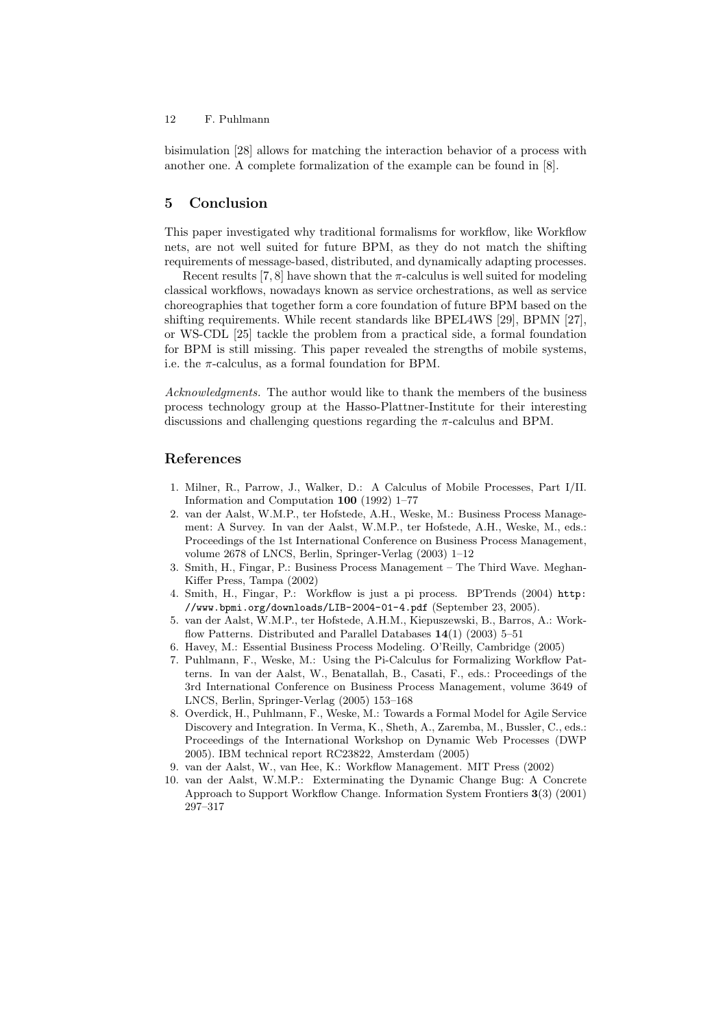bisimulation [28] allows for matching the interaction behavior of a process with another one. A complete formalization of the example can be found in [8].

## 5 Conclusion

This paper investigated why traditional formalisms for workflow, like Workflow nets, are not well suited for future BPM, as they do not match the shifting requirements of message-based, distributed, and dynamically adapting processes.

Recent results [7, 8] have shown that the $\pi$-calculus is well suited for modeling classical workflows, nowadays known as service orchestrations, as well as service choreographies that together form a core foundation of future BPM based on the shifting requirements. While recent standards like BPEL4WS [29], BPMN [27], or WS-CDL [25] tackle the problem from a practical side, a formal foundation for BPM is still missing. This paper revealed the strengths of mobile systems, i.e. the $\pi$-calculus, as a formal foundation for BPM.

*Acknowledgments.* The author would like to thank the members of the business process technology group at the Hasso-Plattner-Institute for their interesting discussions and challenging questions regarding the $\pi$-calculus and BPM.

## References

1. Milner, R., Parrow, J., Walker, D.: A Calculus of Mobile Processes, Part I/II. Information and Computation **100** (1992) 1–77
2. van der Aalst, W.M.P., ter Hofstede, A.H., Weske, M.: Business Process Management: A Survey. In van der Aalst, W.M.P., ter Hofstede, A.H., Weske, M., eds.: Proceedings of the 1st International Conference on Business Process Management, volume 2678 of LNCS, Berlin, Springer-Verlag (2003) 1–12
3. Smith, H., Fingar, P.: Business Process Management – The Third Wave. Meghan-Kiffer Press, Tampa (2002)
4. Smith, H., Fingar, P.: Workflow is just a pi process. BPTrends (2004) `http://www.bpmi.org/downloads/LIB-2004-01-4.pdf` (September 23, 2005).
5. van der Aalst, W.M.P., ter Hofstede, A.H.M., Kiepuszewski, B., Barros, A.: Workflow Patterns. Distributed and Parallel Databases **14**(1) (2003) 5–51
6. Havey, M.: Essential Business Process Modeling. O'Reilly, Cambridge (2005)
7. Puhlmann, F., Weske, M.: Using the Pi-Calculus for Formalizing Workflow Patterns. In van der Aalst, W., Benatallah, B., Casati, F., eds.: Proceedings of the 3rd International Conference on Business Process Management, volume 3649 of LNCS, Berlin, Springer-Verlag (2005) 153–168
8. Overdick, H., Puhlmann, F., Weske, M.: Towards a Formal Model for Agile Service Discovery and Integration. In Verma, K., Sheth, A., Zaremba, M., Bussler, C., eds.: Proceedings of the International Workshop on Dynamic Web Processes (DWP 2005). IBM technical report RC23822, Amsterdam (2005)
9. van der Aalst, W., van Hee, K.: Workflow Management. MIT Press (2002)
10. van der Aalst, W.M.P.: Exterminating the Dynamic Change Bug: A Concrete Approach to Support Workflow Change. Information System Frontiers **3**(3) (2001) 297–317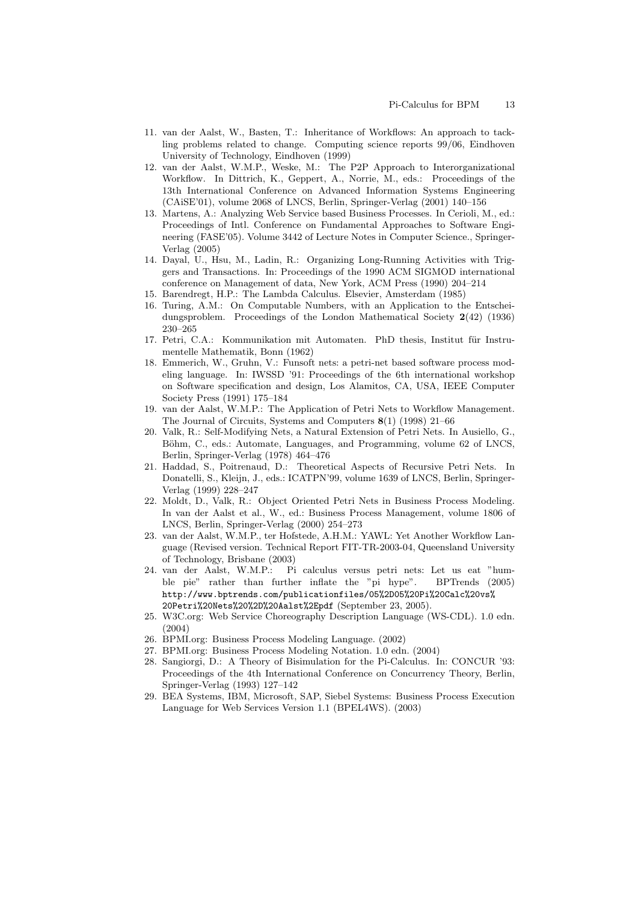11. van der Aalst, W., Basten, T.: Inheritance of Workflows: An approach to tackling problems related to change. Computing science reports 99/06, Eindhoven University of Technology, Eindhoven (1999)
12. van der Aalst, W.M.P., Weske, M.: The P2P Approach to Interorganizational Workflow. In Dittrich, K., Geppert, A., Norrie, M., eds.: Proceedings of the 13th International Conference on Advanced Information Systems Engineering (CAiSE'01), volume 2068 of LNCS, Berlin, Springer-Verlag (2001) 140–156
13. Martens, A.: Analyzing Web Service based Business Processes. In Cerioli, M., ed.: Proceedings of Intl. Conference on Fundamental Approaches to Software Engineering (FASE'05). Volume 3442 of Lecture Notes in Computer Science., Springer-Verlag (2005)
14. Dayal, U., Hsu, M., Ladin, R.: Organizing Long-Running Activities with Triggers and Transactions. In: Proceedings of the 1990 ACM SIGMOD international conference on Management of data, New York, ACM Press (1990) 204–214
15. Barendregt, H.P.: The Lambda Calculus. Elsevier, Amsterdam (1985)
16. Turing, A.M.: On Computable Numbers, with an Application to the Entscheidungsproblem. Proceedings of the London Mathematical Society **2**(42) (1936) 230–265
17. Petri, C.A.: Kommunikation mit Automaten. PhD thesis, Institut für Instrumentelle Mathematik, Bonn (1962)
18. Emmerich, W., Gruhn, V.: Funsoft nets: a petri-net based software process modeling language. In: IWSSD '91: Proceedings of the 6th international workshop on Software specification and design, Los Alamitos, CA, USA, IEEE Computer Society Press (1991) 175–184
19. van der Aalst, W.M.P.: The Application of Petri Nets to Workflow Management. The Journal of Circuits, Systems and Computers **8**(1) (1998) 21–66
20. Valk, R.: Self-Modifying Nets, a Natural Extension of Petri Nets. In Ausiello, G., Böhm, C., eds.: Automate, Languages, and Programming, volume 62 of LNCS, Berlin, Springer-Verlag (1978) 464–476
21. Haddad, S., Poitrenaud, D.: Theoretical Aspects of Recursive Petri Nets. In Donatelli, S., Kleijn, J., eds.: ICATPN'99, volume 1639 of LNCS, Berlin, Springer-Verlag (1999) 228–247
22. Moldt, D., Valk, R.: Object Oriented Petri Nets in Business Process Modeling. In van der Aalst et al., W., ed.: Business Process Management, volume 1806 of LNCS, Berlin, Springer-Verlag (2000) 254–273
23. van der Aalst, W.M.P., ter Hofstede, A.H.M.: YAWL: Yet Another Workflow Language (Revised version. Technical Report FIT-TR-2003-04, Queensland University of Technology, Brisbane (2003)
24. van der Aalst, W.M.P.: Pi calculus versus petri nets: Let us eat "humble pie" rather than further inflate the "pi hype". BPTrends (2005) `http://www.bptrends.com/publicationfiles/05%2D05%20Pi%20Calc%20vs%20Petri%20Nets%20%2D%20Aalst%2Epdf` (September 23, 2005).
25. W3C.org: Web Service Choreography Description Language (WS-CDL). 1.0 edn. (2004)
26. BPMI.org: Business Process Modeling Language. (2002)
27. BPMI.org: Business Process Modeling Notation. 1.0 edn. (2004)
28. Sangiorgi, D.: A Theory of Bisimulation for the Pi-Calculus. In: CONCUR '93: Proceedings of the 4th International Conference on Concurrency Theory, Berlin, Springer-Verlag (1993) 127–142
29. BEA Systems, IBM, Microsoft, SAP, Siebel Systems: Business Process Execution Language for Web Services Version 1.1 (BPEL4WS). (2003)